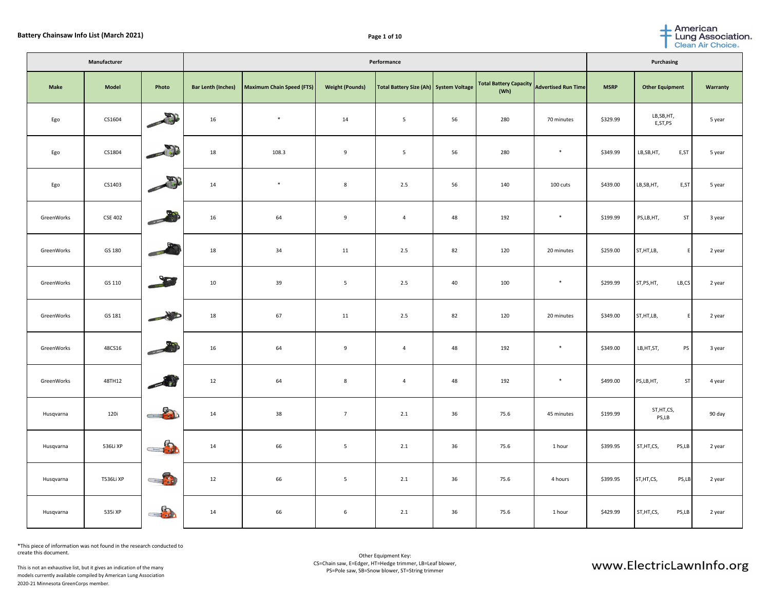**Battery Chainsaw Info List (March 2021)**

| Manufacturer | | | Performance | | | | | | | Purchasing | | |
|---|---|---|---|---|---|---|---|---|---|---|---|---|
| Make | Model | Photo | Bar Lenth (Inches) | Maximum Chain Speed (FTS) | Weight (Pounds) | Total Battery Size (Ah) | System Voltage | Total Battery Capacity (Wh) | Advertised Run Time | MSRP | Other Equipment | Warranty |
| Ego | CS1604 | | 16 | * | 14 | 5 | 56 | 280 | 70 minutes | $329.99 | LB,SB,HT, E,ST,PS | 5 year |
| Ego | CS1804 | | 18 | 108.3 | 9 | 5 | 56 | 280 | * | $349.99 | LB,SB,HT, E,ST | 5 year |
| Ego | CS1403 | | 14 | * | 8 | 2.5 | 56 | 140 | 100 cuts | $439.00 | LB,SB,HT, E,ST | 5 year |
| GreenWorks | CSE 402 | | 16 | 64 | 9 | 4 | 48 | 192 | * | $199.99 | PS,LB,HT, ST | 3 year |
| GreenWorks | GS 180 | | 18 | 34 | 11 | 2.5 | 82 | 120 | 20 minutes | $259.00 | ST,HT,LB, E | 2 year |
| GreenWorks | GS 110 | | 10 | 39 | 5 | 2.5 | 40 | 100 | * | $299.99 | ST,PS,HT, LB,CS | 2 year |
| GreenWorks | GS 181 | | 18 | 67 | 11 | 2.5 | 82 | 120 | 20 minutes | $349.00 | ST,HT,LB, E | 2 year |
| GreenWorks | 48CS16 | | 16 | 64 | 9 | 4 | 48 | 192 | * | $349.00 | LB,HT,ST, PS | 3 year |
| GreenWorks | 48TH12 | | 12 | 64 | 8 | 4 | 48 | 192 | * | $499.00 | PS,LB,HT, ST | 4 year |
| Husqvarna | 120i | | 14 | 38 | 7 | 2.1 | 36 | 75.6 | 45 minutes | $199.99 | ST,HT,CS, PS,LB | 90 day |
| Husqvarna | 536Li XP | | 14 | 66 | 5 | 2.1 | 36 | 75.6 | 1 hour | $399.95 | ST,HT,CS, PS,LB | 2 year |
| Husqvarna | T536Li XP | | 12 | 66 | 5 | 2.1 | 36 | 75.6 | 4 hours | $399.95 | ST,HT,CS, PS,LB | 2 year |
| Husqvarna | 535i XP | | 14 | 66 | 6 | 2.1 | 36 | 75.6 | 1 hour | $429.99 | ST,HT,CS, PS,LB | 2 year |

*This piece of information was not found in the research conducted to create this document.

This is not an exhaustive list, but it gives an indication of the many models currently available compiled by American Lung Association 2020-21 Minnesota GreenCorps member.

Other Equipment Key:
CS=Chain saw, E=Edger, HT=Hedge trimmer, LB=Leaf blower, PS=Pole saw, SB=Snow blower, ST=String trimmer

www.ElectricLawnInfo.org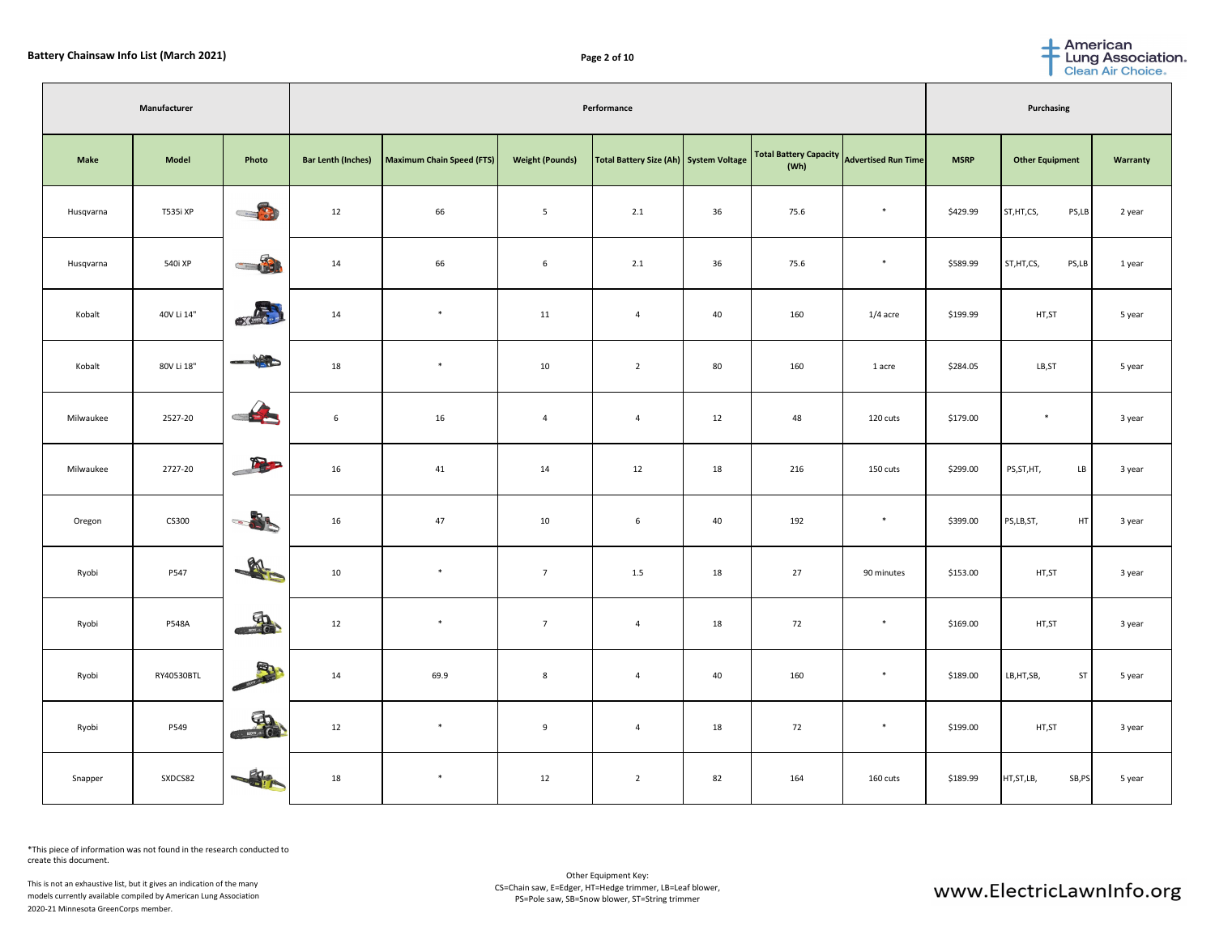**Battery Chainsaw Info List (March 2021)**

| Manufacturer | | | Performance | | | | | | | Purchasing | | |
|---|---|---|---|---|---|---|---|---|---|---|---|---|
| Make | Model | Photo | Bar Lenth (Inches) | Maximum Chain Speed (FTS) | Weight (Pounds) | Total Battery Size (Ah) | System Voltage | Total Battery Capacity (Wh) | Advertised Run Time | MSRP | Other Equipment | Warranty |
| Husqvarna | T535i XP | | 12 | 66 | 5 | 2.1 | 36 | 75.6 | * | $429.99 | ST,HT,CS, PS,LB | 2 year |
| Husqvarna | 540i XP | | 14 | 66 | 6 | 2.1 | 36 | 75.6 | * | $589.99 | ST,HT,CS, PS,LB | 1 year |
| Kobalt | 40V Li 14" | | 14 | * | 11 | 4 | 40 | 160 | 1/4 acre | $199.99 | HT,ST | 5 year |
| Kobalt | 80V Li 18" | | 18 | * | 10 | 2 | 80 | 160 | 1 acre | $284.05 | LB,ST | 5 year |
| Milwaukee | 2527-20 | | 6 | 16 | 4 | 4 | 12 | 48 | 120 cuts | $179.00 | * | 3 year |
| Milwaukee | 2727-20 | | 16 | 41 | 14 | 12 | 18 | 216 | 150 cuts | $299.00 | PS,ST,HT, LB | 3 year |
| Oregon | CS300 | | 16 | 47 | 10 | 6 | 40 | 192 | * | $399.00 | PS,LB,ST, HT | 3 year |
| Ryobi | P547 | | 10 | * | 7 | 1.5 | 18 | 27 | 90 minutes | $153.00 | HT,ST | 3 year |
| Ryobi | P548A | | 12 | * | 7 | 4 | 18 | 72 | * | $169.00 | HT,ST | 3 year |
| Ryobi | RY40530BTL | | 14 | 69.9 | 8 | 4 | 40 | 160 | * | $189.00 | LB,HT,SB, ST | 5 year |
| Ryobi | P549 | | 12 | * | 9 | 4 | 18 | 72 | * | $199.00 | HT,ST | 3 year |
| Snapper | SXDCS82 | | 18 | * | 12 | 2 | 82 | 164 | 160 cuts | $189.99 | HT,ST,LB, SB,PS | 5 year |

*This piece of information was not found in the research conducted to create this document.

This is not an exhaustive list, but it gives an indication of the many models currently available compiled by American Lung Association 2020-21 Minnesota GreenCorps member.

Other Equipment Key:
CS=Chain saw, E=Edger, HT=Hedge trimmer, LB=Leaf blower,
PS=Pole saw, SB=Snow blower, ST=String trimmer

www.ElectricLawnInfo.org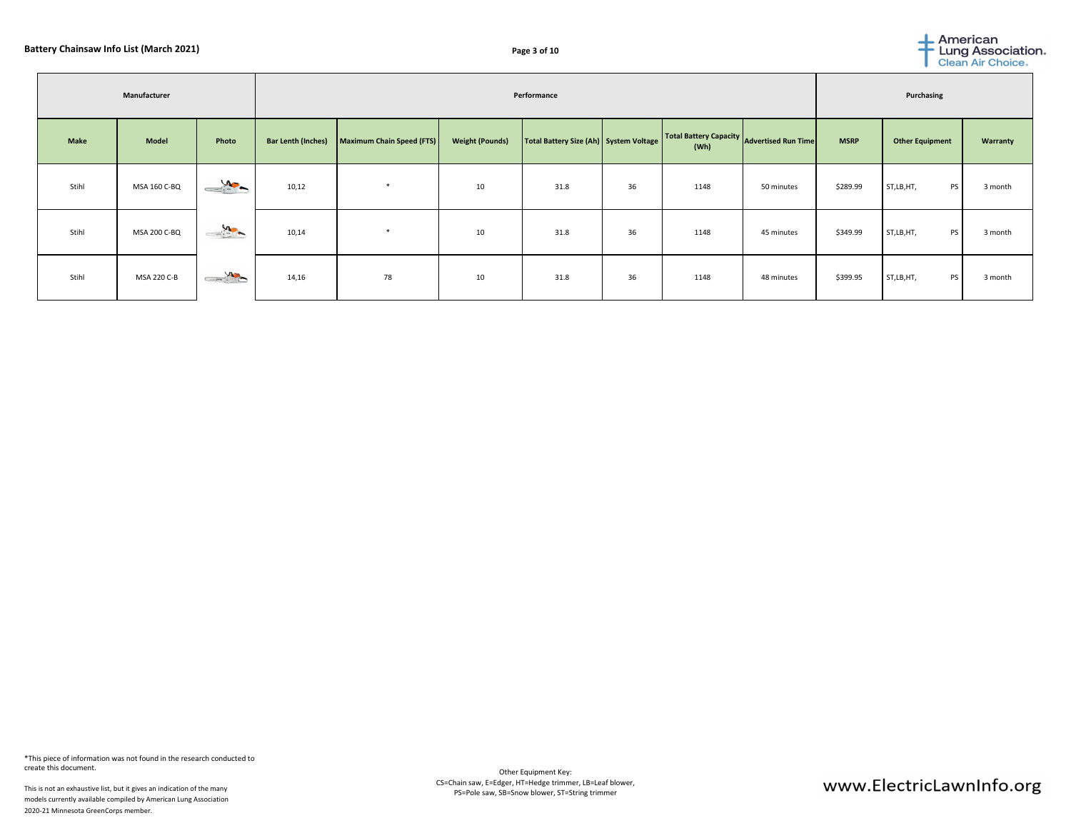**Battery Chainsaw Info List (March 2021)**

| Manufacturer | | | Performance | | | | | | | Purchasing | | |
|---|---|---|---|---|---|---|---|---|---|---|---|---|
| Make | Model | Photo | Bar Lenth (Inches) | Maximum Chain Speed (FTS) | Weight (Pounds) | Total Battery Size (Ah) | System Voltage | Total Battery Capacity (Wh) | Advertised Run Time | MSRP | Other Equipment | Warranty |
| Stihl | MSA 160 C-BQ | | 10,12 | * | 10 | 31.8 | 36 | 1148 | 50 minutes | $289.99 | ST,LB,HT, PS | 3 month |
| Stihl | MSA 200 C-BQ | | 10,14 | * | 10 | 31.8 | 36 | 1148 | 45 minutes | $349.99 | ST,LB,HT, PS | 3 month |
| Stihl | MSA 220 C-B | | 14,16 | 78 | 10 | 31.8 | 36 | 1148 | 48 minutes | $399.95 | ST,LB,HT, PS | 3 month |

*This piece of information was not found in the research conducted to create this document.

This is not an exhaustive list, but it gives an indication of the many models currently available compiled by American Lung Association 2020-21 Minnesota GreenCorps member.

Other Equipment Key:
CS=Chain saw, E=Edger, HT=Hedge trimmer, LB=Leaf blower, PS=Pole saw, SB=Snow blower, ST=String trimmer

www.ElectricLawnInfo.org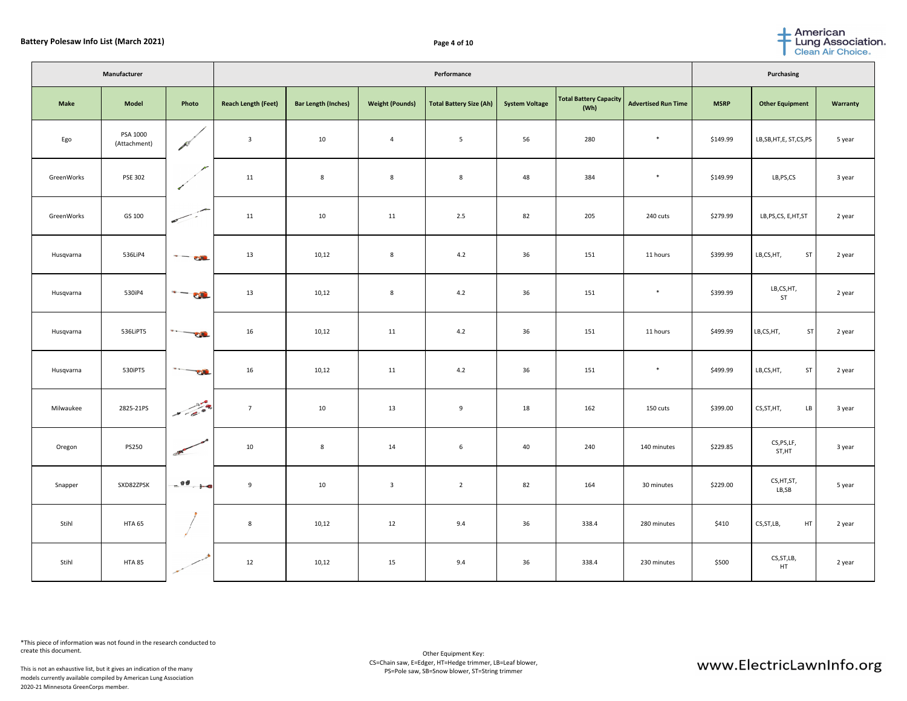**Battery Polesaw Info List (March 2021)**

| Manufacturer | | | Performance | | | | | | | Purchasing | | |
|---|---|---|---|---|---|---|---|---|---|---|---|---|
| Make | Model | Photo | Reach Length (Feet) | Bar Length (Inches) | Weight (Pounds) | Total Battery Size (Ah) | System Voltage | Total Battery Capacity (Wh) | Advertised Run Time | MSRP | Other Equipment | Warranty |
| Ego | PSA 1000 (Attachment) | | 3 | 10 | 4 | 5 | 56 | 280 | * | $149.99 | LB,SB,HT,E, ST,CS,PS | 5 year |
| GreenWorks | PSE 302 | | 11 | 8 | 8 | 8 | 48 | 384 | * | $149.99 | LB,PS,CS | 3 year |
| GreenWorks | GS 100 | | 11 | 10 | 11 | 2.5 | 82 | 205 | 240 cuts | $279.99 | LB,PS,CS, E,HT,ST | 2 year |
| Husqvarna | 536LiP4 | | 13 | 10,12 | 8 | 4.2 | 36 | 151 | 11 hours | $399.99 | LB,CS,HT, ST | 2 year |
| Husqvarna | 530iP4 | | 13 | 10,12 | 8 | 4.2 | 36 | 151 | * | $399.99 | LB,CS,HT, ST | 2 year |
| Husqvarna | 536LiPT5 | | 16 | 10,12 | 11 | 4.2 | 36 | 151 | 11 hours | $499.99 | LB,CS,HT, ST | 2 year |
| Husqvarna | 530iPT5 | | 16 | 10,12 | 11 | 4.2 | 36 | 151 | * | $499.99 | LB,CS,HT, ST | 2 year |
| Milwaukee | 2825-21PS | | 7 | 10 | 13 | 9 | 18 | 162 | 150 cuts | $399.00 | CS,ST,HT, LB | 3 year |
| Oregon | PS250 | | 10 | 8 | 14 | 6 | 40 | 240 | 140 minutes | $229.85 | CS,PS,LF, ST,HT | 3 year |
| Snapper | SXD82ZPSK | | 9 | 10 | 3 | 2 | 82 | 164 | 30 minutes | $229.00 | CS,HT,ST, LB,SB | 5 year |
| Stihl | HTA 65 | | 8 | 10,12 | 12 | 9.4 | 36 | 338.4 | 280 minutes | $410 | CS,ST,LB, HT | 2 year |
| Stihl | HTA 85 | | 12 | 10,12 | 15 | 9.4 | 36 | 338.4 | 230 minutes | $500 | CS,ST,LB, HT | 2 year |

*This piece of information was not found in the research conducted to create this document.

This is not an exhaustive list, but it gives an indication of the many models currently available compiled by American Lung Association 2020-21 Minnesota GreenCorps member.

Other Equipment Key:
CS=Chain saw, E=Edger, HT=Hedge trimmer, LB=Leaf blower,
PS=Pole saw, SB=Snow blower, ST=String trimmer

www.ElectricLawnInfo.org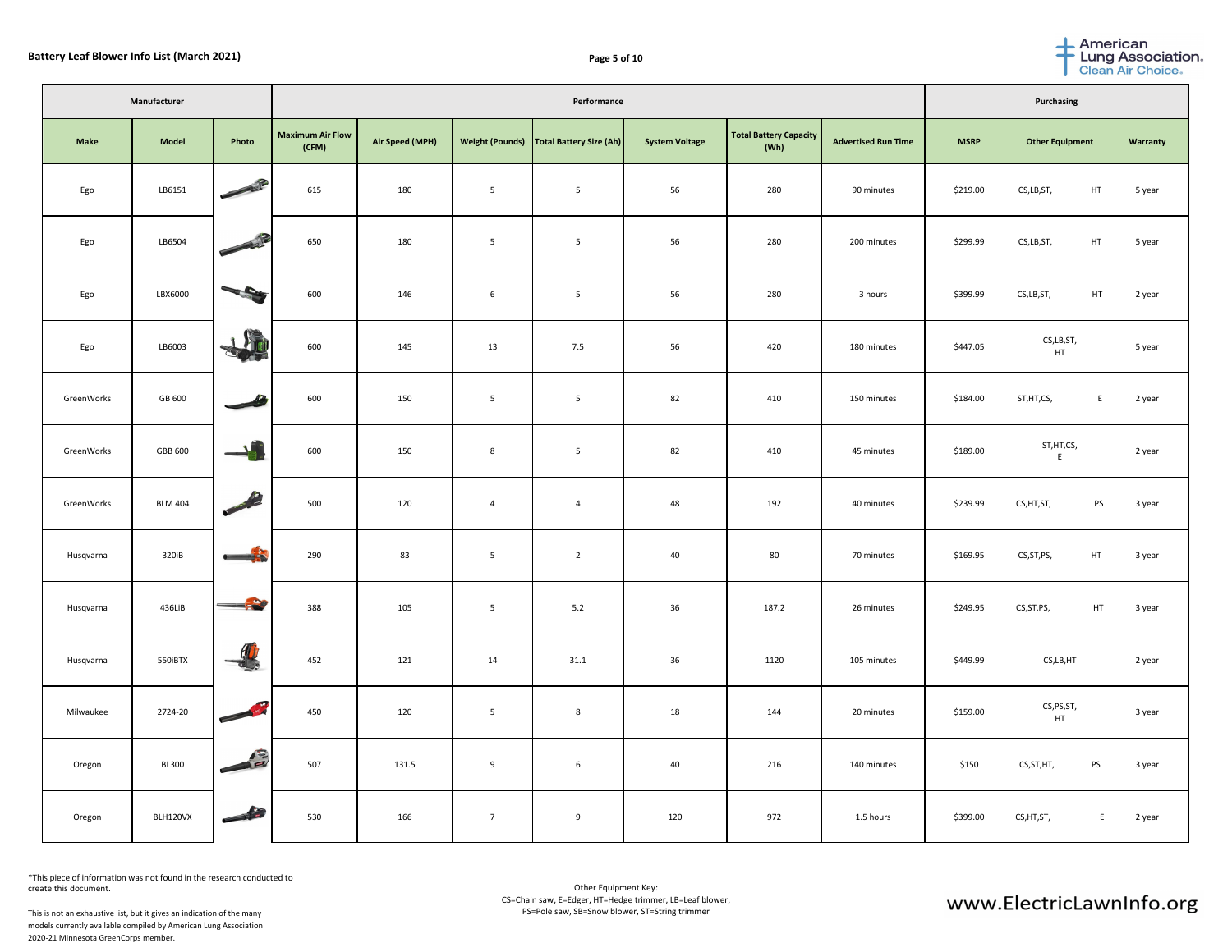**Battery Leaf Blower Info List (March 2021)**

| Manufacturer | | | Performance | | | | | | | Purchasing | | |
|---|---|---|---|---|---|---|---|---|---|---|---|---|
| Make | Model | Photo | Maximum Air Flow (CFM) | Air Speed (MPH) | Weight (Pounds) | Total Battery Size (Ah) | System Voltage | Total Battery Capacity (Wh) | Advertised Run Time | MSRP | Other Equipment | Warranty |
| Ego | LB6151 | | 615 | 180 | 5 | 5 | 56 | 280 | 90 minutes | $219.00 | CS,LB,ST, HT | 5 year |
| Ego | LB6504 | | 650 | 180 | 5 | 5 | 56 | 280 | 200 minutes | $299.99 | CS,LB,ST, HT | 5 year |
| Ego | LBX6000 | | 600 | 146 | 6 | 5 | 56 | 280 | 3 hours | $399.99 | CS,LB,ST, HT | 2 year |
| Ego | LB6003 | | 600 | 145 | 13 | 7.5 | 56 | 420 | 180 minutes | $447.05 | CS,LB,ST, HT | 5 year |
| GreenWorks | GB 600 | | 600 | 150 | 5 | 5 | 82 | 410 | 150 minutes | $184.00 | ST,HT,CS, E | 2 year |
| GreenWorks | GBB 600 | | 600 | 150 | 8 | 5 | 82 | 410 | 45 minutes | $189.00 | ST,HT,CS, E | 2 year |
| GreenWorks | BLM 404 | | 500 | 120 | 4 | 4 | 48 | 192 | 40 minutes | $239.99 | CS,HT,ST, PS | 3 year |
| Husqvarna | 320iB | | 290 | 83 | 5 | 2 | 40 | 80 | 70 minutes | $169.95 | CS,ST,PS, HT | 3 year |
| Husqvarna | 436LiB | | 388 | 105 | 5 | 5.2 | 36 | 187.2 | 26 minutes | $249.95 | CS,ST,PS, HT | 3 year |
| Husqvarna | 550iBTX | | 452 | 121 | 14 | 31.1 | 36 | 1120 | 105 minutes | $449.99 | CS,LB,HT | 2 year |
| Milwaukee | 2724-20 | | 450 | 120 | 5 | 8 | 18 | 144 | 20 minutes | $159.00 | CS,PS,ST, HT | 3 year |
| Oregon | BL300 | | 507 | 131.5 | 9 | 6 | 40 | 216 | 140 minutes | $150 | CS,ST,HT, PS | 3 year |
| Oregon | BLH120VX | | 530 | 166 | 7 | 9 | 120 | 972 | 1.5 hours | $399.00 | CS,HT,ST, E | 2 year |

*This piece of information was not found in the research conducted to create this document.

This is not an exhaustive list, but it gives an indication of the many models currently available compiled by American Lung Association 2020-21 Minnesota GreenCorps member.

Other Equipment Key:
CS=Chain saw, E=Edger, HT=Hedge trimmer, LB=Leaf blower, PS=Pole saw, SB=Snow blower, ST=String trimmer

www.ElectricLawnInfo.org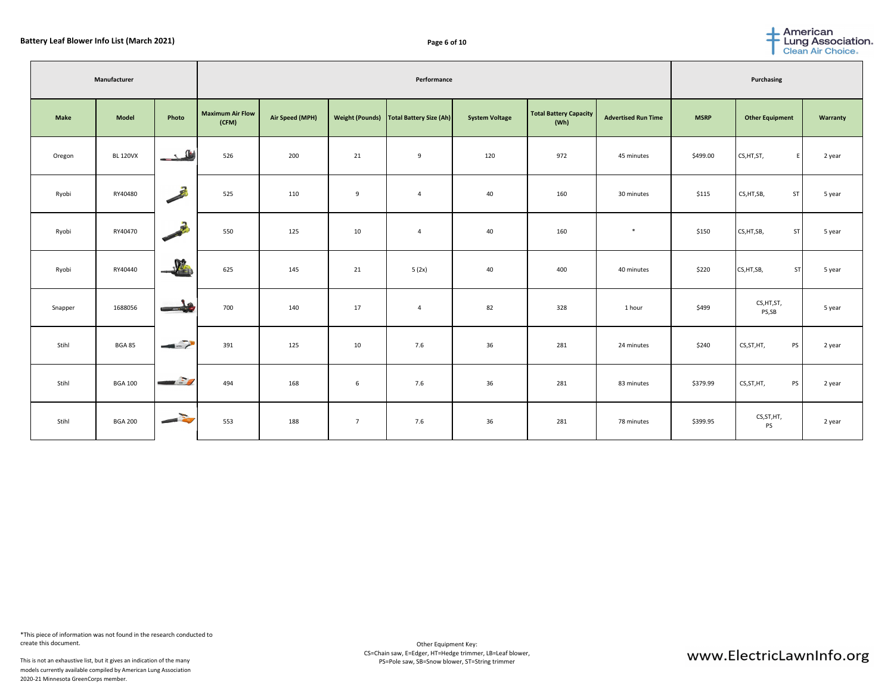**Battery Leaf Blower Info List (March 2021)**

| Manufacturer | | | Performance | | | | | | | Purchasing | | |
|---|---|---|---|---|---|---|---|---|---|---|---|---|
| Make | Model | Photo | Maximum Air Flow (CFM) | Air Speed (MPH) | Weight (Pounds) | Total Battery Size (Ah) | System Voltage | Total Battery Capacity (Wh) | Advertised Run Time | MSRP | Other Equipment | Warranty |
| Oregon | BL 120VX | | 526 | 200 | 21 | 9 | 120 | 972 | 45 minutes | $499.00 | CS,HT,ST, E | 2 year |
| Ryobi | RY40480 | | 525 | 110 | 9 | 4 | 40 | 160 | 30 minutes | $115 | CS,HT,SB, ST | 5 year |
| Ryobi | RY40470 | | 550 | 125 | 10 | 4 | 40 | 160 | * | $150 | CS,HT,SB, ST | 5 year |
| Ryobi | RY40440 | | 625 | 145 | 21 | 5 (2x) | 40 | 400 | 40 minutes | $220 | CS,HT,SB, ST | 5 year |
| Snapper | 1688056 | | 700 | 140 | 17 | 4 | 82 | 328 | 1 hour | $499 | CS,HT,ST, PS,SB | 5 year |
| Stihl | BGA 85 | | 391 | 125 | 10 | 7.6 | 36 | 281 | 24 minutes | $240 | CS,ST,HT, PS | 2 year |
| Stihl | BGA 100 | | 494 | 168 | 6 | 7.6 | 36 | 281 | 83 minutes | $379.99 | CS,ST,HT, PS | 2 year |
| Stihl | BGA 200 | | 553 | 188 | 7 | 7.6 | 36 | 281 | 78 minutes | $399.95 | CS,ST,HT, PS | 2 year |

*This piece of information was not found in the research conducted to create this document.

This is not an exhaustive list, but it gives an indication of the many models currently available compiled by American Lung Association 2020-21 Minnesota GreenCorps member.

Other Equipment Key:
CS=Chain saw, E=Edger, HT=Hedge trimmer, LB=Leaf blower, PS=Pole saw, SB=Snow blower, ST=String trimmer

www.ElectricLawnInfo.org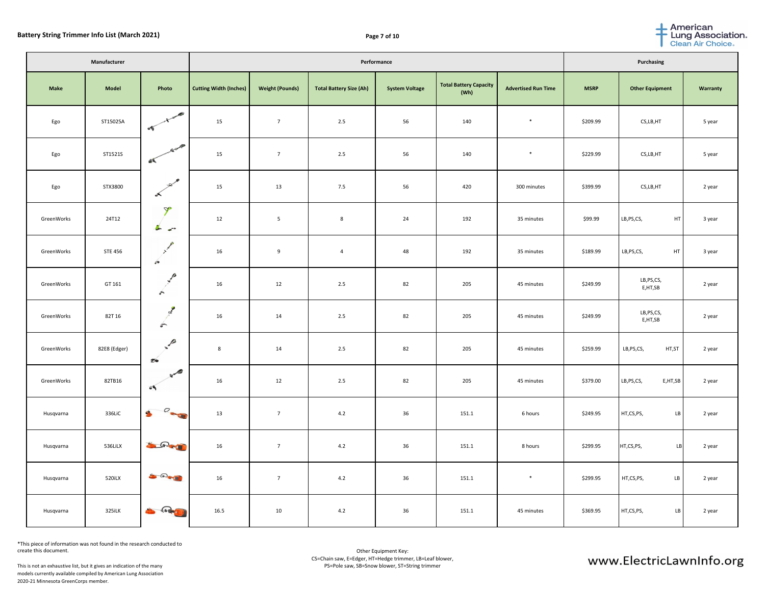| Manufacturer | | | Performance | | | | | | | Purchasing | | |
|---|---|---|---|---|---|---|---|---|---|---|---|---|
| Make | Model | Photo | Cutting Width (Inches) | Weight (Pounds) | Total Battery Size (Ah) | System Voltage | Total Battery Capacity (Wh) | Advertised Run Time | MSRP | Other Equipment | Warranty |
| Ego | ST15025A | | 15 | 7 | 2.5 | 56 | 140 | * | $209.99 | CS,LB,HT | 5 year |
| Ego | ST1521S | | 15 | 7 | 2.5 | 56 | 140 | * | $229.99 | CS,LB,HT | 5 year |
| Ego | STX3800 | | 15 | 13 | 7.5 | 56 | 420 | 300 minutes | $399.99 | CS,LB,HT | 2 year |
| GreenWorks | 24T12 | | 12 | 5 | 8 | 24 | 192 | 35 minutes | $99.99 | LB,PS,CS, HT | 3 year |
| GreenWorks | STE 456 | | 16 | 9 | 4 | 48 | 192 | 35 minutes | $189.99 | LB,PS,CS, HT | 3 year |
| GreenWorks | GT 161 | | 16 | 12 | 2.5 | 82 | 205 | 45 minutes | $249.99 | LB,PS,CS, E,HT,SB | 2 year |
| GreenWorks | 82T 16 | | 16 | 14 | 2.5 | 82 | 205 | 45 minutes | $249.99 | LB,PS,CS, E,HT,SB | 2 year |
| GreenWorks | 82E8 (Edger) | | 8 | 14 | 2.5 | 82 | 205 | 45 minutes | $259.99 | LB,PS,CS, HT,ST | 2 year |
| GreenWorks | 82TB16 | | 16 | 12 | 2.5 | 82 | 205 | 45 minutes | $379.00 | LB,PS,CS, E,HT,SB | 2 year |
| Husqvarna | 336LiC | | 13 | 7 | 4.2 | 36 | 151.1 | 6 hours | $249.95 | HT,CS,PS, LB | 2 year |
| Husqvarna | 536LiLX | | 16 | 7 | 4.2 | 36 | 151.1 | 8 hours | $299.95 | HT,CS,PS, LB | 2 year |
| Husqvarna | 520iLX | | 16 | 7 | 4.2 | 36 | 151.1 | * | $299.95 | HT,CS,PS, LB | 2 year |
| Husqvarna | 325iLK | | 16.5 | 10 | 4.2 | 36 | 151.1 | 45 minutes | $369.95 | HT,CS,PS, LB | 2 year |

*This piece of information was not found in the research conducted to create this document.

This is not an exhaustive list, but it gives an indication of the many models currently available compiled by American Lung Association 2020-21 Minnesota GreenCorps member.

Other Equipment Key:
CS=Chain saw, E=Edger, HT=Hedge trimmer, LB=Leaf blower, PS=Pole saw, SB=Snow blower, ST=String trimmer

www.ElectricLawnInfo.org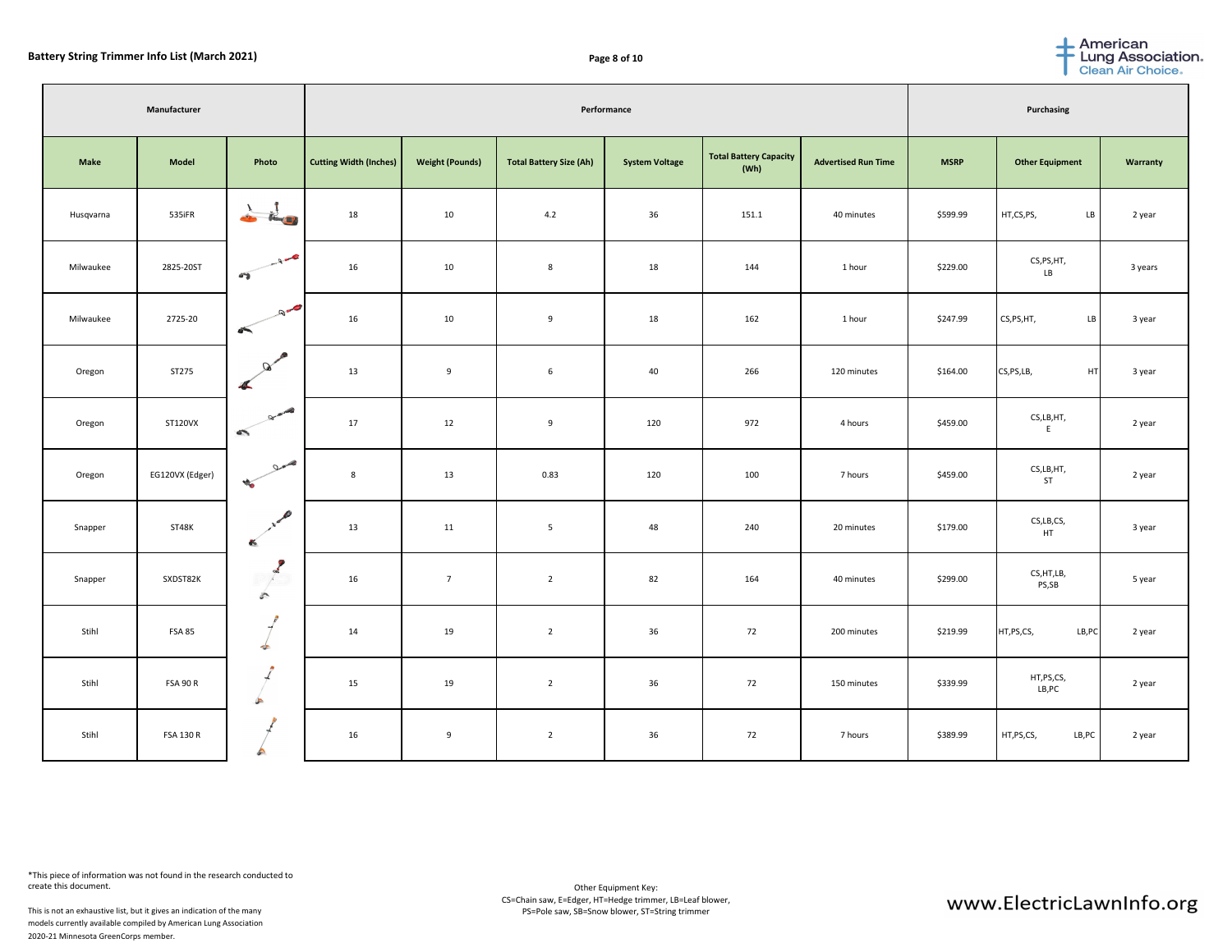**Battery String Trimmer Info List (March 2021)**

| Manufacturer | | | Performance | | | | | | Purchasing | | |
|---|---|---|---|---|---|---|---|---|---|---|---|
| Make | Model | Photo | Cutting Width (Inches) | Weight (Pounds) | Total Battery Size (Ah) | System Voltage | Total Battery Capacity (Wh) | Advertised Run Time | MSRP | Other Equipment | Warranty |
| Husqvarna | 535iFR | | 18 | 10 | 4.2 | 36 | 151.1 | 40 minutes | $599.99 | HT,CS,PS, LB | 2 year |
| Milwaukee | 2825-20ST | | 16 | 10 | 8 | 18 | 144 | 1 hour | $229.00 | CS,PS,HT, LB | 3 years |
| Milwaukee | 2725-20 | | 16 | 10 | 9 | 18 | 162 | 1 hour | $247.99 | CS,PS,HT, LB | 3 year |
| Oregon | ST275 | | 13 | 9 | 6 | 40 | 266 | 120 minutes | $164.00 | CS,PS,LB, HT | 3 year |
| Oregon | ST120VX | | 17 | 12 | 9 | 120 | 972 | 4 hours | $459.00 | CS,LB,HT, E | 2 year |
| Oregon | EG120VX (Edger) | | 8 | 13 | 0.83 | 120 | 100 | 7 hours | $459.00 | CS,LB,HT, ST | 2 year |
| Snapper | ST48K | | 13 | 11 | 5 | 48 | 240 | 20 minutes | $179.00 | CS,LB,CS, HT | 3 year |
| Snapper | SXDST82K | | 16 | 7 | 2 | 82 | 164 | 40 minutes | $299.00 | CS,HT,LB, PS,SB | 5 year |
| Stihl | FSA 85 | | 14 | 19 | 2 | 36 | 72 | 200 minutes | $219.99 | HT,PS,CS, LB,PC | 2 year |
| Stihl | FSA 90 R | | 15 | 19 | 2 | 36 | 72 | 150 minutes | $339.99 | HT,PS,CS, LB,PC | 2 year |
| Stihl | FSA 130 R | | 16 | 9 | 2 | 36 | 72 | 7 hours | $389.99 | HT,PS,CS, LB,PC | 2 year |

*This piece of information was not found in the research conducted to create this document.

This is not an exhaustive list, but it gives an indication of the many models currently available compiled by American Lung Association 2020-21 Minnesota GreenCorps member.

Other Equipment Key:
CS=Chain saw, E=Edger, HT=Hedge trimmer, LB=Leaf blower, PS=Pole saw, SB=Snow blower, ST=String trimmer

www.ElectricLawnInfo.org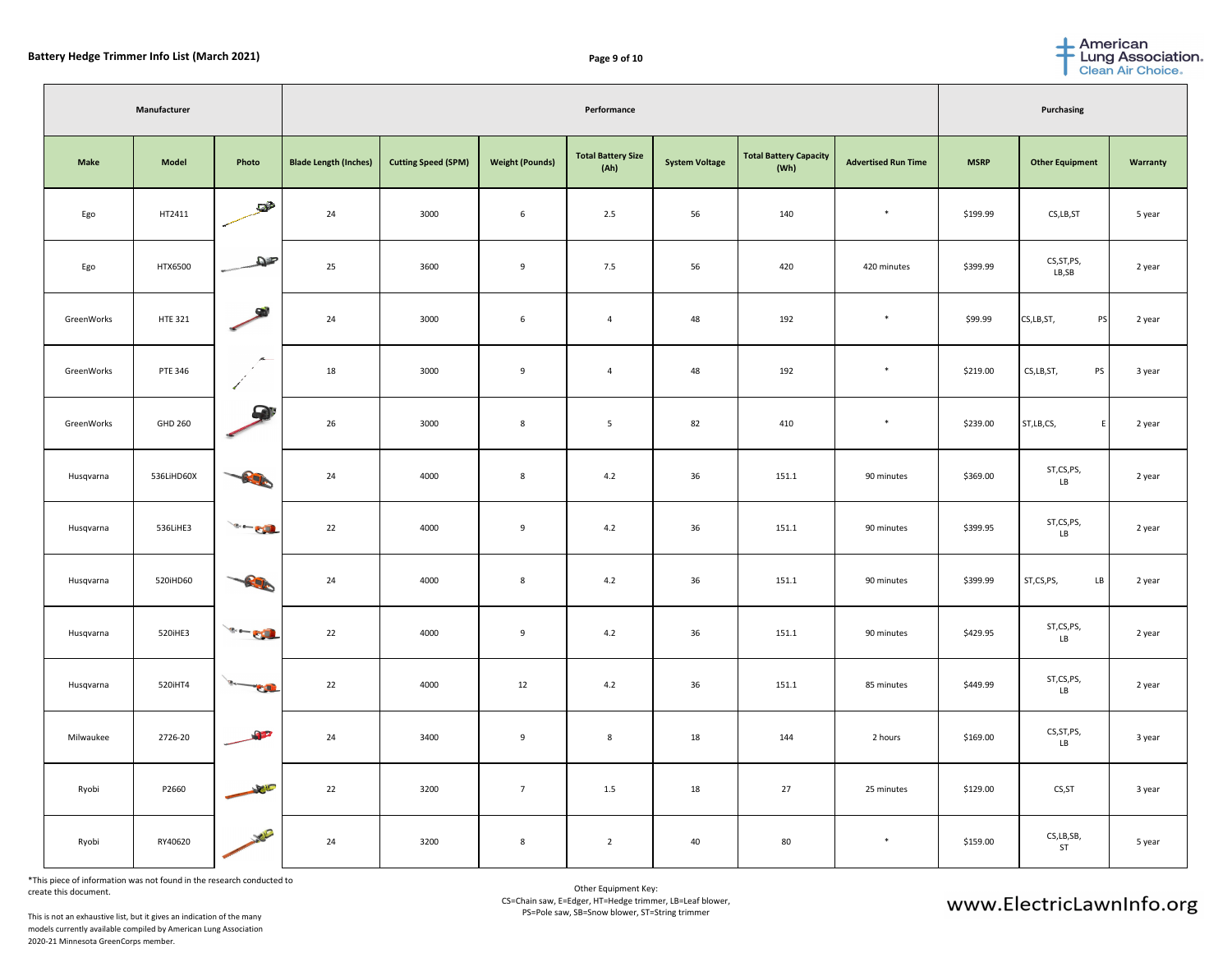# Battery Hedge Trimmer Info List (March 2021)

| Manufacturer | | | Performance | | | | | | | | Purchasing | | |
|---|---|---|---|---|---|---|---|---|---|---|---|---|---|
| Make | Model | Photo | Blade Length (Inches) | Cutting Speed (SPM) | Weight (Pounds) | Total Battery Size (Ah) | System Voltage | Total Battery Capacity (Wh) | Advertised Run Time | MSRP | Other Equipment | Warranty |
| Ego | HT2411 | | 24 | 3000 | 6 | 2.5 | 56 | 140 | * | $199.99 | CS,LB,ST | 5 year |
| Ego | HTX6500 | | 25 | 3600 | 9 | 7.5 | 56 | 420 | 420 minutes | $399.99 | CS,ST,PS, LB,SB | 2 year |
| GreenWorks | HTE 321 | | 24 | 3000 | 6 | 4 | 48 | 192 | * | $99.99 | CS,LB,ST, PS | 2 year |
| GreenWorks | PTE 346 | | 18 | 3000 | 9 | 4 | 48 | 192 | * | $219.00 | CS,LB,ST, PS | 3 year |
| GreenWorks | GHD 260 | | 26 | 3000 | 8 | 5 | 82 | 410 | * | $239.00 | ST,LB,CS, E | 2 year |
| Husqvarna | 536LiHD60X | | 24 | 4000 | 8 | 4.2 | 36 | 151.1 | 90 minutes | $369.00 | ST,CS,PS, LB | 2 year |
| Husqvarna | 536LiHE3 | | 22 | 4000 | 9 | 4.2 | 36 | 151.1 | 90 minutes | $399.95 | ST,CS,PS, LB | 2 year |
| Husqvarna | 520iHD60 | | 24 | 4000 | 8 | 4.2 | 36 | 151.1 | 90 minutes | $399.99 | ST,CS,PS, LB | 2 year |
| Husqvarna | 520iHE3 | | 22 | 4000 | 9 | 4.2 | 36 | 151.1 | 90 minutes | $429.95 | ST,CS,PS, LB | 2 year |
| Husqvarna | 520iHT4 | | 22 | 4000 | 12 | 4.2 | 36 | 151.1 | 85 minutes | $449.99 | ST,CS,PS, LB | 2 year |
| Milwaukee | 2726-20 | | 24 | 3400 | 9 | 8 | 18 | 144 | 2 hours | $169.00 | CS,ST,PS, LB | 3 year |
| Ryobi | P2660 | | 22 | 3200 | 7 | 1.5 | 18 | 27 | 25 minutes | $129.00 | CS,ST | 3 year |
| Ryobi | RY40620 | | 24 | 3200 | 8 | 2 | 40 | 80 | * | $159.00 | CS,LB,SB, ST | 5 year |

*This piece of information was not found in the research conducted to create this document.

This is not an exhaustive list, but it gives an indication of the many models currently available compiled by American Lung Association 2020-21 Minnesota GreenCorps member.

Other Equipment Key:
CS=Chain saw, E=Edger, HT=Hedge trimmer, LB=Leaf blower, PS=Pole saw, SB=Snow blower, ST=String trimmer

www.ElectricLawnInfo.org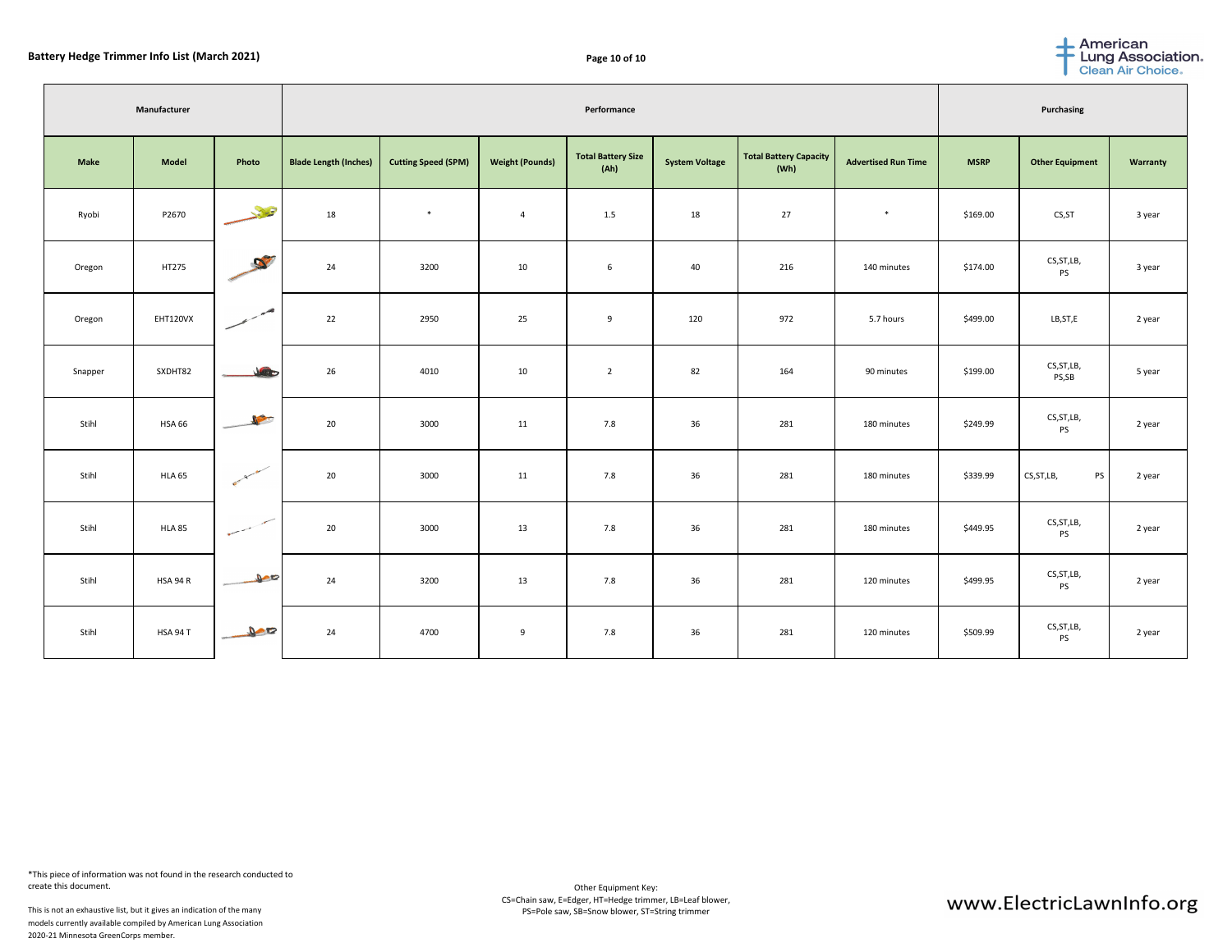# Battery Hedge Trimmer Info List (March 2021)

| Manufacturer | | | Performance | | | | | | | Purchasing | | |
|---|---|---|---|---|---|---|---|---|---|---|---|---|
| **Make** | **Model** | **Photo** | **Blade Length (Inches)** | **Cutting Speed (SPM)** | **Weight (Pounds)** | **Total Battery Size (Ah)** | **System Voltage** | **Total Battery Capacity (Wh)** | **Advertised Run Time** | **MSRP** | **Other Equipment** | **Warranty** |
| Ryobi | P2670 | | 18 | * | 4 | 1.5 | 18 | 27 | * | $169.00 | CS,ST | 3 year |
| Oregon | HT275 | | 24 | 3200 | 10 | 6 | 40 | 216 | 140 minutes | $174.00 | CS,ST,LB, PS | 3 year |
| Oregon | EHT120VX | | 22 | 2950 | 25 | 9 | 120 | 972 | 5.7 hours | $499.00 | LB,ST,E | 2 year |
| Snapper | SXDHT82 | | 26 | 4010 | 10 | 2 | 82 | 164 | 90 minutes | $199.00 | CS,ST,LB, PS,SB | 5 year |
| Stihl | HSA 66 | | 20 | 3000 | 11 | 7.8 | 36 | 281 | 180 minutes | $249.99 | CS,ST,LB, PS | 2 year |
| Stihl | HLA 65 | | 20 | 3000 | 11 | 7.8 | 36 | 281 | 180 minutes | $339.99 | CS,ST,LB, PS | 2 year |
| Stihl | HLA 85 | | 20 | 3000 | 13 | 7.8 | 36 | 281 | 180 minutes | $449.95 | CS,ST,LB, PS | 2 year |
| Stihl | HSA 94 R | | 24 | 3200 | 13 | 7.8 | 36 | 281 | 120 minutes | $499.95 | CS,ST,LB, PS | 2 year |
| Stihl | HSA 94 T | | 24 | 4700 | 9 | 7.8 | 36 | 281 | 120 minutes | $509.99 | CS,ST,LB, PS | 2 year |

*This piece of information was not found in the research conducted to create this document.

This is not an exhaustive list, but it gives an indication of the many models currently available compiled by American Lung Association 2020-21 Minnesota GreenCorps member.

Other Equipment Key:
CS=Chain saw, E=Edger, HT=Hedge trimmer, LB=Leaf blower, PS=Pole saw, SB=Snow blower, ST=String trimmer

www.ElectricLawnInfo.org